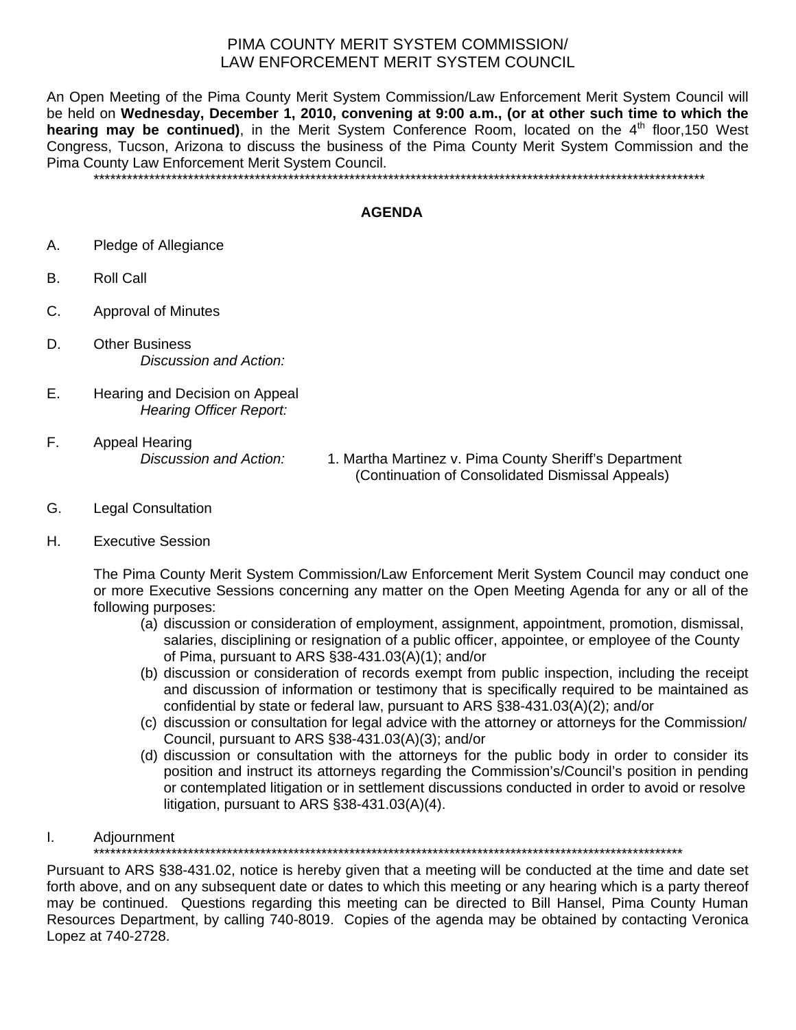# PIMA COUNTY MERIT SYSTEM COMMISSION/
# LAW ENFORCEMENT MERIT SYSTEM COUNCIL

An Open Meeting of the Pima County Merit System Commission/Law Enforcement Merit System Council will be held on **Wednesday, December 1, 2010, convening at 9:00 a.m., (or at other such time to which the hearing may be continued)**, in the Merit System Conference Room, located on the 4th floor,150 West Congress, Tucson, Arizona to discuss the business of the Pima County Merit System Commission and the Pima County Law Enforcement Merit System Council.

****************************************************************************************************************

## AGENDA

A. Pledge of Allegiance

B. Roll Call

C. Approval of Minutes

D. Other Business
*Discussion and Action:*

E. Hearing and Decision on Appeal
*Hearing Officer Report:*

F. Appeal Hearing
*Discussion and Action:* 1. Martha Martinez v. Pima County Sheriff's Department (Continuation of Consolidated Dismissal Appeals)

G. Legal Consultation

H. Executive Session

The Pima County Merit System Commission/Law Enforcement Merit System Council may conduct one or more Executive Sessions concerning any matter on the Open Meeting Agenda for any or all of the following purposes:

(a) discussion or consideration of employment, assignment, appointment, promotion, dismissal, salaries, disciplining or resignation of a public officer, appointee, or employee of the County of Pima, pursuant to ARS §38-431.03(A)(1); and/or

(b) discussion or consideration of records exempt from public inspection, including the receipt and discussion of information or testimony that is specifically required to be maintained as confidential by state or federal law, pursuant to ARS §38-431.03(A)(2); and/or

(c) discussion or consultation for legal advice with the attorney or attorneys for the Commission/ Council, pursuant to ARS §38-431.03(A)(3); and/or

(d) discussion or consultation with the attorneys for the public body in order to consider its position and instruct its attorneys regarding the Commission's/Council's position in pending or contemplated litigation or in settlement discussions conducted in order to avoid or resolve litigation, pursuant to ARS §38-431.03(A)(4).

I. Adjournment

****************************************************************************************************************

Pursuant to ARS §38-431.02, notice is hereby given that a meeting will be conducted at the time and date set forth above, and on any subsequent date or dates to which this meeting or any hearing which is a party thereof may be continued. Questions regarding this meeting can be directed to Bill Hansel, Pima County Human Resources Department, by calling 740-8019. Copies of the agenda may be obtained by contacting Veronica Lopez at 740-2728.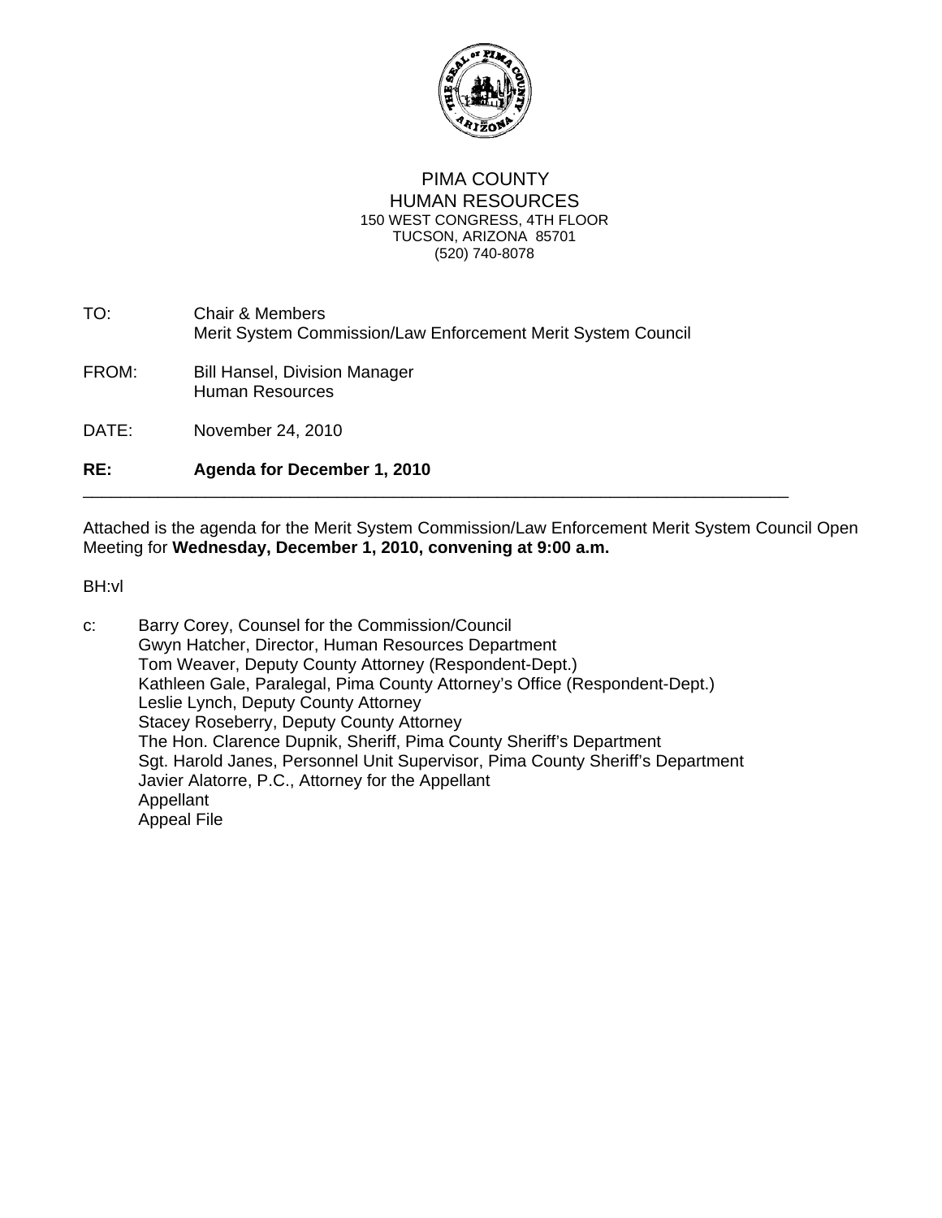PIMA COUNTY
HUMAN RESOURCES
150 WEST CONGRESS, 4TH FLOOR
TUCSON, ARIZONA 85701
(520) 740-8078

TO: Chair & Members
Merit System Commission/Law Enforcement Merit System Council

FROM: Bill Hansel, Division Manager
Human Resources

DATE: November 24, 2010

**RE: Agenda for December 1, 2010**

---

Attached is the agenda for the Merit System Commission/Law Enforcement Merit System Council Open Meeting for **Wednesday, December 1, 2010, convening at 9:00 a.m.**

BH:vl

c: Barry Corey, Counsel for the Commission/Council
Gwyn Hatcher, Director, Human Resources Department
Tom Weaver, Deputy County Attorney (Respondent-Dept.)
Kathleen Gale, Paralegal, Pima County Attorney's Office (Respondent-Dept.)
Leslie Lynch, Deputy County Attorney
Stacey Roseberry, Deputy County Attorney
The Hon. Clarence Dupnik, Sheriff, Pima County Sheriff's Department
Sgt. Harold Janes, Personnel Unit Supervisor, Pima County Sheriff's Department
Javier Alatorre, P.C., Attorney for the Appellant
Appellant
Appeal File